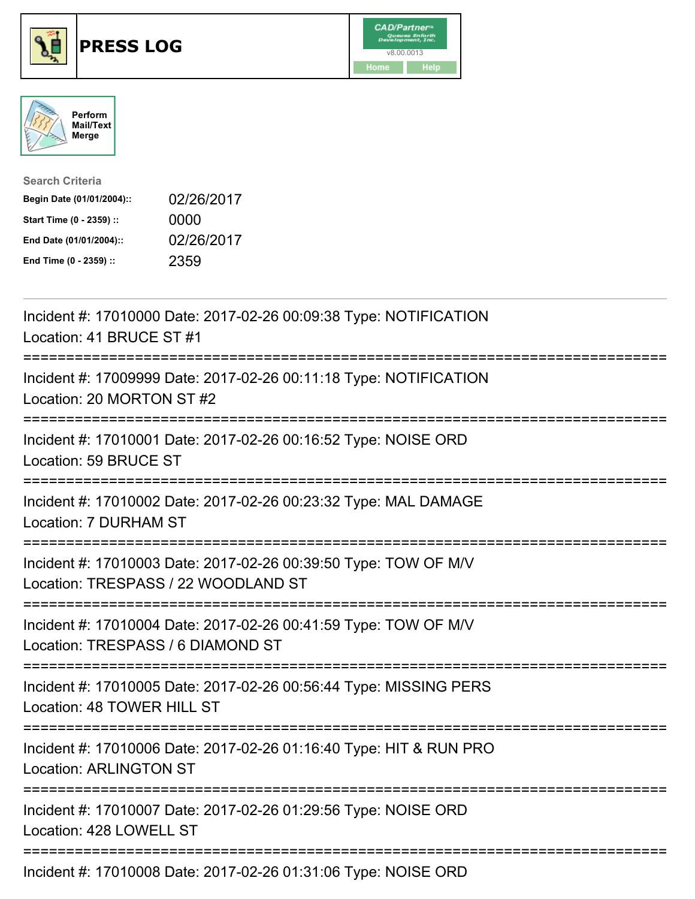# PRESS LOG

CAD/Partner™ v8.00.0013

Home Help

Perform Mail/Text Merge

**Search Criteria**

| | |
|---|---|
| **Begin Date (01/01/2004)::** | 02/26/2017 |
| **Start Time (0 - 2359) ::** | 0000 |
| **End Date (01/01/2004)::** | 02/26/2017 |
| **End Time (0 - 2359) ::** | 2359 |

---

Incident #: 17010000 Date: 2017-02-26 00:09:38 Type: NOTIFICATION
Location: 41 BRUCE ST #1

===========================================================================

Incident #: 17009999 Date: 2017-02-26 00:11:18 Type: NOTIFICATION
Location: 20 MORTON ST #2

===========================================================================

Incident #: 17010001 Date: 2017-02-26 00:16:52 Type: NOISE ORD
Location: 59 BRUCE ST

===========================================================================

Incident #: 17010002 Date: 2017-02-26 00:23:32 Type: MAL DAMAGE
Location: 7 DURHAM ST

===========================================================================

Incident #: 17010003 Date: 2017-02-26 00:39:50 Type: TOW OF M/V
Location: TRESPASS / 22 WOODLAND ST

===========================================================================

Incident #: 17010004 Date: 2017-02-26 00:41:59 Type: TOW OF M/V
Location: TRESPASS / 6 DIAMOND ST

===========================================================================

Incident #: 17010005 Date: 2017-02-26 00:56:44 Type: MISSING PERS
Location: 48 TOWER HILL ST

===========================================================================

Incident #: 17010006 Date: 2017-02-26 01:16:40 Type: HIT & RUN PRO
Location: ARLINGTON ST

===========================================================================

Incident #: 17010007 Date: 2017-02-26 01:29:56 Type: NOISE ORD
Location: 428 LOWELL ST

===========================================================================

Incident #: 17010008 Date: 2017-02-26 01:31:06 Type: NOISE ORD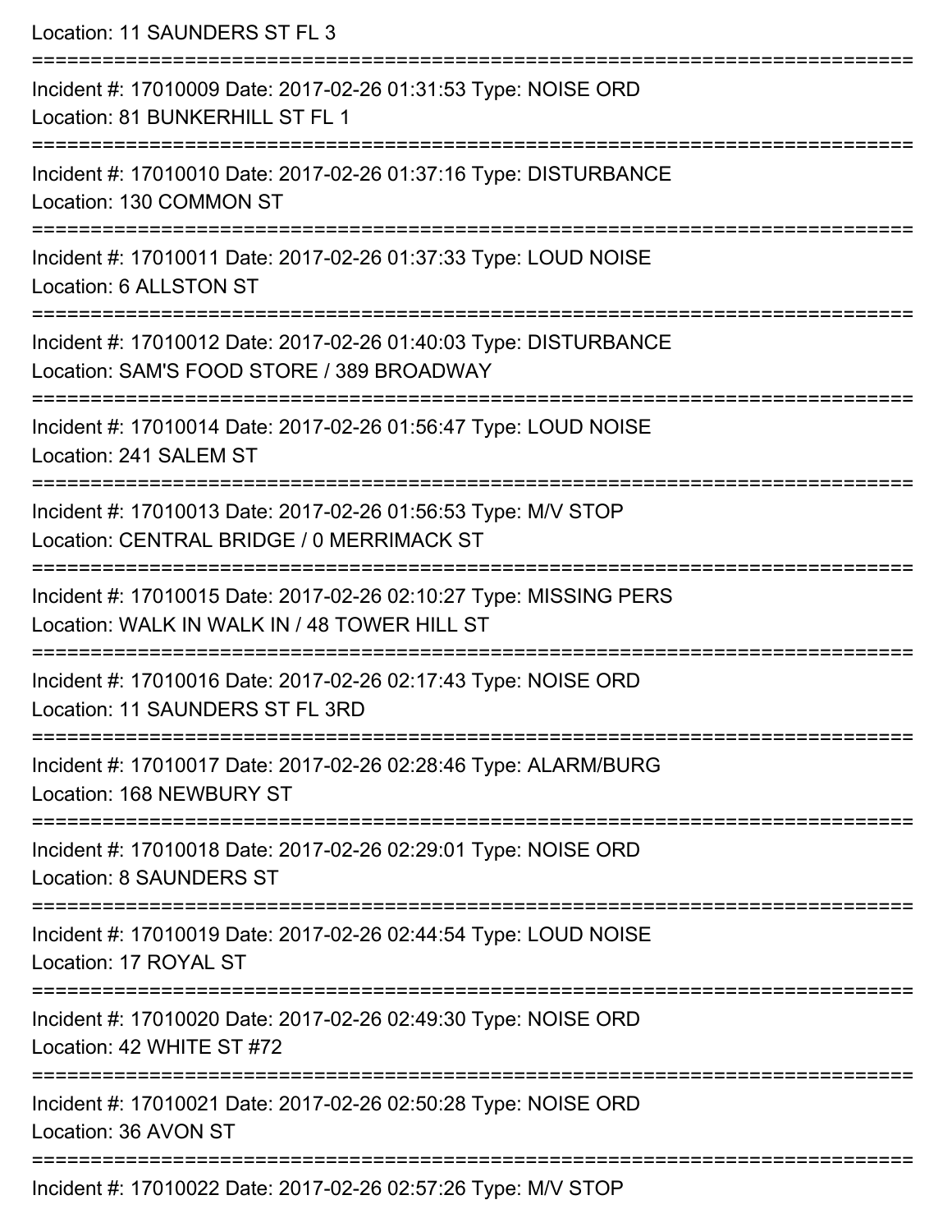Location: 11 SAUNDERS ST FL 3

===========================================================================

Incident #: 17010009 Date: 2017-02-26 01:31:53 Type: NOISE ORD

Location: 81 BUNKERHILL ST FL 1

===========================================================================

Incident #: 17010010 Date: 2017-02-26 01:37:16 Type: DISTURBANCE

Location: 130 COMMON ST

===========================================================================

Incident #: 17010011 Date: 2017-02-26 01:37:33 Type: LOUD NOISE

Location: 6 ALLSTON ST

===========================================================================

Incident #: 17010012 Date: 2017-02-26 01:40:03 Type: DISTURBANCE

Location: SAM'S FOOD STORE / 389 BROADWAY

===========================================================================

Incident #: 17010014 Date: 2017-02-26 01:56:47 Type: LOUD NOISE

Location: 241 SALEM ST

===========================================================================

Incident #: 17010013 Date: 2017-02-26 01:56:53 Type: M/V STOP

Location: CENTRAL BRIDGE / 0 MERRIMACK ST

===========================================================================

Incident #: 17010015 Date: 2017-02-26 02:10:27 Type: MISSING PERS

Location: WALK IN WALK IN / 48 TOWER HILL ST

===========================================================================

Incident #: 17010016 Date: 2017-02-26 02:17:43 Type: NOISE ORD

Location: 11 SAUNDERS ST FL 3RD

===========================================================================

Incident #: 17010017 Date: 2017-02-26 02:28:46 Type: ALARM/BURG

Location: 168 NEWBURY ST

===========================================================================

Incident #: 17010018 Date: 2017-02-26 02:29:01 Type: NOISE ORD

Location: 8 SAUNDERS ST

===========================================================================

Incident #: 17010019 Date: 2017-02-26 02:44:54 Type: LOUD NOISE

Location: 17 ROYAL ST

===========================================================================

Incident #: 17010020 Date: 2017-02-26 02:49:30 Type: NOISE ORD

Location: 42 WHITE ST #72

===========================================================================

Incident #: 17010021 Date: 2017-02-26 02:50:28 Type: NOISE ORD

Location: 36 AVON ST

===========================================================================

Incident #: 17010022 Date: 2017-02-26 02:57:26 Type: M/V STOP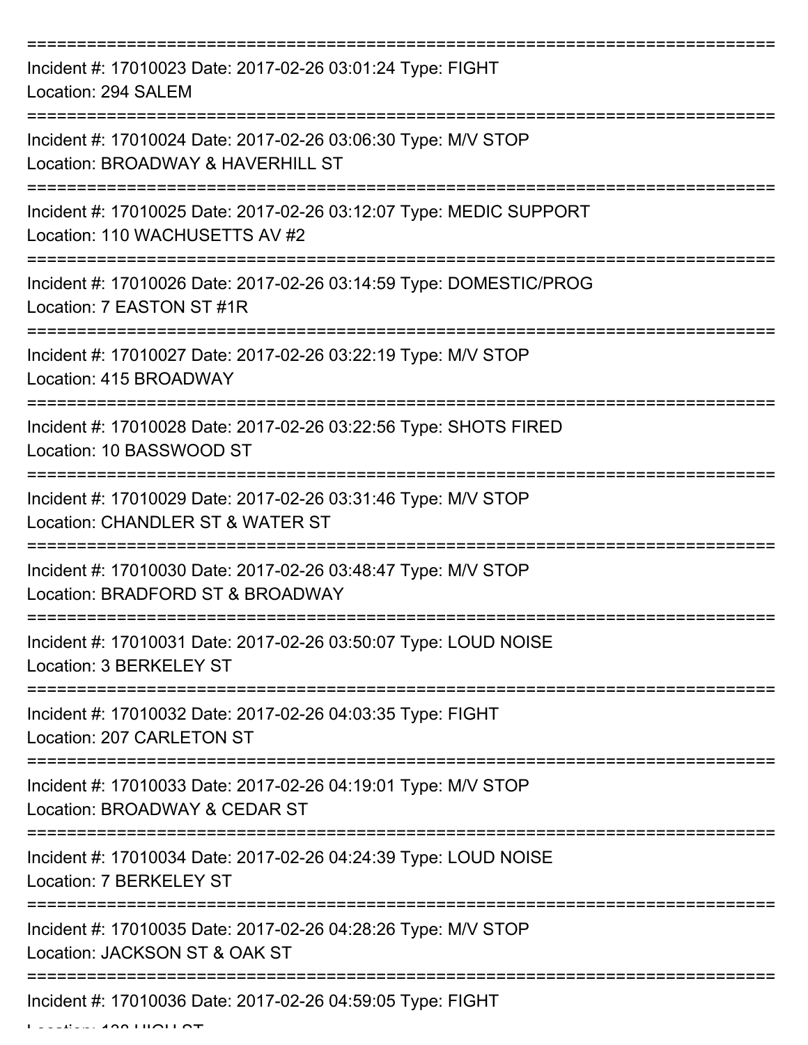===========================================================================

Incident #: 17010023 Date: 2017-02-26 03:01:24 Type: FIGHT
Location: 294 SALEM

===========================================================================

Incident #: 17010024 Date: 2017-02-26 03:06:30 Type: M/V STOP
Location: BROADWAY & HAVERHILL ST

===========================================================================

Incident #: 17010025 Date: 2017-02-26 03:12:07 Type: MEDIC SUPPORT
Location: 110 WACHUSETTS AV #2

===========================================================================

Incident #: 17010026 Date: 2017-02-26 03:14:59 Type: DOMESTIC/PROG
Location: 7 EASTON ST #1R

===========================================================================

Incident #: 17010027 Date: 2017-02-26 03:22:19 Type: M/V STOP
Location: 415 BROADWAY

===========================================================================

Incident #: 17010028 Date: 2017-02-26 03:22:56 Type: SHOTS FIRED
Location: 10 BASSWOOD ST

===========================================================================

Incident #: 17010029 Date: 2017-02-26 03:31:46 Type: M/V STOP
Location: CHANDLER ST & WATER ST

===========================================================================

Incident #: 17010030 Date: 2017-02-26 03:48:47 Type: M/V STOP
Location: BRADFORD ST & BROADWAY

===========================================================================

Incident #: 17010031 Date: 2017-02-26 03:50:07 Type: LOUD NOISE
Location: 3 BERKELEY ST

===========================================================================

Incident #: 17010032 Date: 2017-02-26 04:03:35 Type: FIGHT
Location: 207 CARLETON ST

===========================================================================

Incident #: 17010033 Date: 2017-02-26 04:19:01 Type: M/V STOP
Location: BROADWAY & CEDAR ST

===========================================================================

Incident #: 17010034 Date: 2017-02-26 04:24:39 Type: LOUD NOISE
Location: 7 BERKELEY ST

===========================================================================

Incident #: 17010035 Date: 2017-02-26 04:28:26 Type: M/V STOP
Location: JACKSON ST & OAK ST

===========================================================================

Incident #: 17010036 Date: 2017-02-26 04:59:05 Type: FIGHT
Location: 138 HIGH ST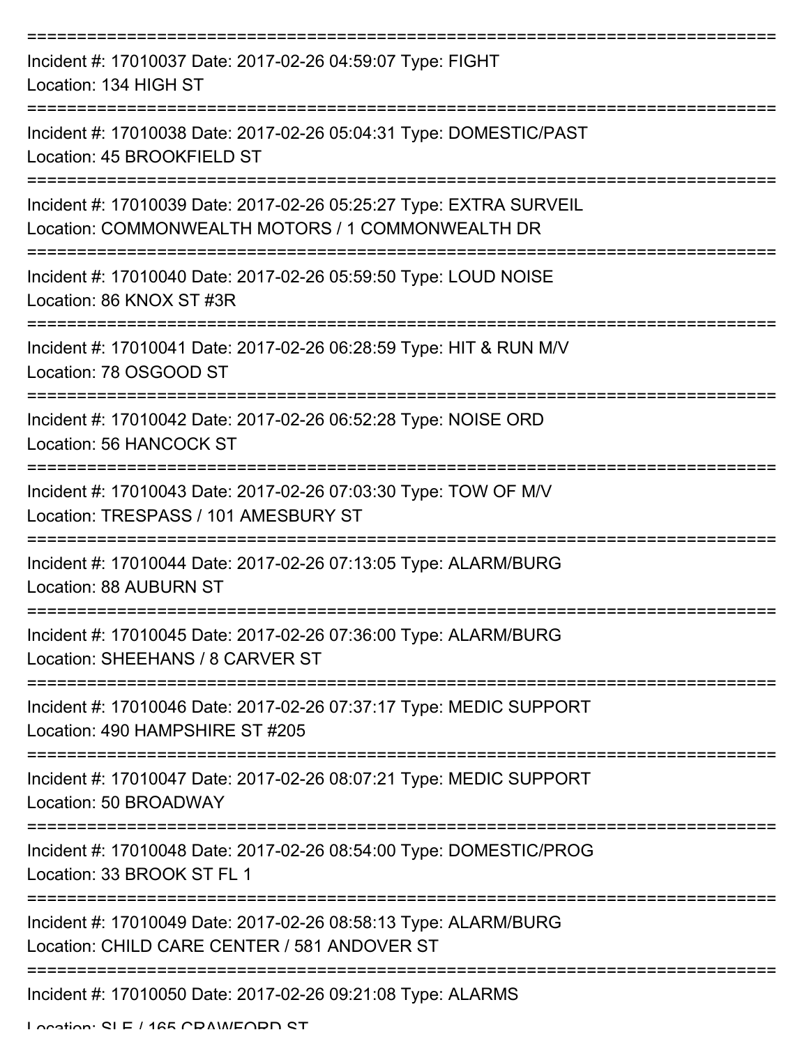===========================================================================

Incident #: 17010037 Date: 2017-02-26 04:59:07 Type: FIGHT
Location: 134 HIGH ST

===========================================================================

Incident #: 17010038 Date: 2017-02-26 05:04:31 Type: DOMESTIC/PAST
Location: 45 BROOKFIELD ST

===========================================================================

Incident #: 17010039 Date: 2017-02-26 05:25:27 Type: EXTRA SURVEIL
Location: COMMONWEALTH MOTORS / 1 COMMONWEALTH DR

===========================================================================

Incident #: 17010040 Date: 2017-02-26 05:59:50 Type: LOUD NOISE
Location: 86 KNOX ST #3R

===========================================================================

Incident #: 17010041 Date: 2017-02-26 06:28:59 Type: HIT & RUN M/V
Location: 78 OSGOOD ST

===========================================================================

Incident #: 17010042 Date: 2017-02-26 06:52:28 Type: NOISE ORD
Location: 56 HANCOCK ST

===========================================================================

Incident #: 17010043 Date: 2017-02-26 07:03:30 Type: TOW OF M/V
Location: TRESPASS / 101 AMESBURY ST

===========================================================================

Incident #: 17010044 Date: 2017-02-26 07:13:05 Type: ALARM/BURG
Location: 88 AUBURN ST

===========================================================================

Incident #: 17010045 Date: 2017-02-26 07:36:00 Type: ALARM/BURG
Location: SHEEHANS / 8 CARVER ST

===========================================================================

Incident #: 17010046 Date: 2017-02-26 07:37:17 Type: MEDIC SUPPORT
Location: 490 HAMPSHIRE ST #205

===========================================================================

Incident #: 17010047 Date: 2017-02-26 08:07:21 Type: MEDIC SUPPORT
Location: 50 BROADWAY

===========================================================================

Incident #: 17010048 Date: 2017-02-26 08:54:00 Type: DOMESTIC/PROG
Location: 33 BROOK ST FL 1

===========================================================================

Incident #: 17010049 Date: 2017-02-26 08:58:13 Type: ALARM/BURG
Location: CHILD CARE CENTER / 581 ANDOVER ST

===========================================================================

Incident #: 17010050 Date: 2017-02-26 09:21:08 Type: ALARMS
Location: SLF / 165 CRAWFORD ST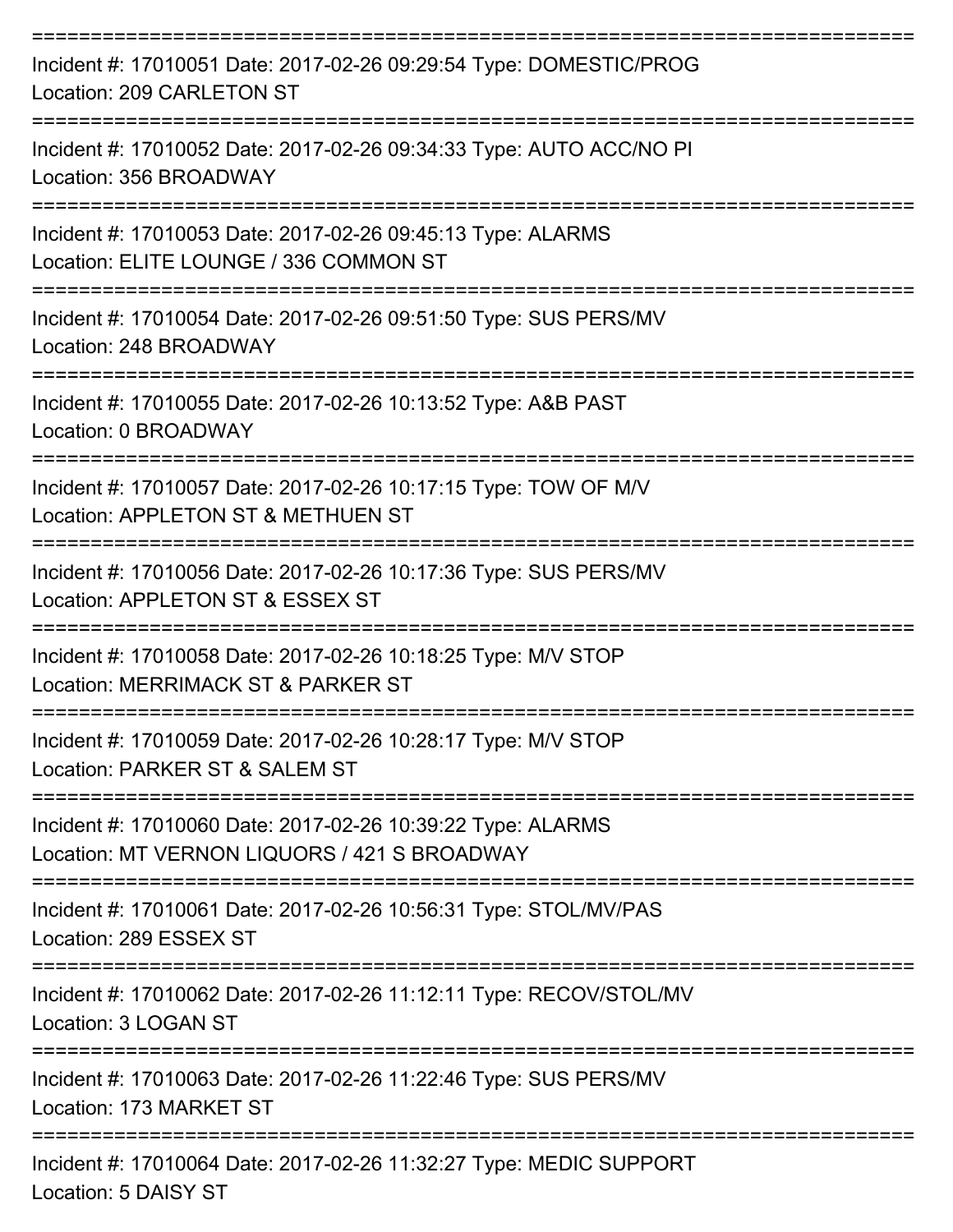Incident #: 17010051 Date: 2017-02-26 09:29:54 Type: DOMESTIC/PROG
Location: 209 CARLETON ST

Incident #: 17010052 Date: 2017-02-26 09:34:33 Type: AUTO ACC/NO PI
Location: 356 BROADWAY

Incident #: 17010053 Date: 2017-02-26 09:45:13 Type: ALARMS
Location: ELITE LOUNGE / 336 COMMON ST

Incident #: 17010054 Date: 2017-02-26 09:51:50 Type: SUS PERS/MV
Location: 248 BROADWAY

Incident #: 17010055 Date: 2017-02-26 10:13:52 Type: A&B PAST
Location: 0 BROADWAY

Incident #: 17010057 Date: 2017-02-26 10:17:15 Type: TOW OF M/V
Location: APPLETON ST & METHUEN ST

Incident #: 17010056 Date: 2017-02-26 10:17:36 Type: SUS PERS/MV
Location: APPLETON ST & ESSEX ST

Incident #: 17010058 Date: 2017-02-26 10:18:25 Type: M/V STOP
Location: MERRIMACK ST & PARKER ST

Incident #: 17010059 Date: 2017-02-26 10:28:17 Type: M/V STOP
Location: PARKER ST & SALEM ST

Incident #: 17010060 Date: 2017-02-26 10:39:22 Type: ALARMS
Location: MT VERNON LIQUORS / 421 S BROADWAY

Incident #: 17010061 Date: 2017-02-26 10:56:31 Type: STOL/MV/PAS
Location: 289 ESSEX ST

Incident #: 17010062 Date: 2017-02-26 11:12:11 Type: RECOV/STOL/MV
Location: 3 LOGAN ST

Incident #: 17010063 Date: 2017-02-26 11:22:46 Type: SUS PERS/MV
Location: 173 MARKET ST

Incident #: 17010064 Date: 2017-02-26 11:32:27 Type: MEDIC SUPPORT
Location: 5 DAISY ST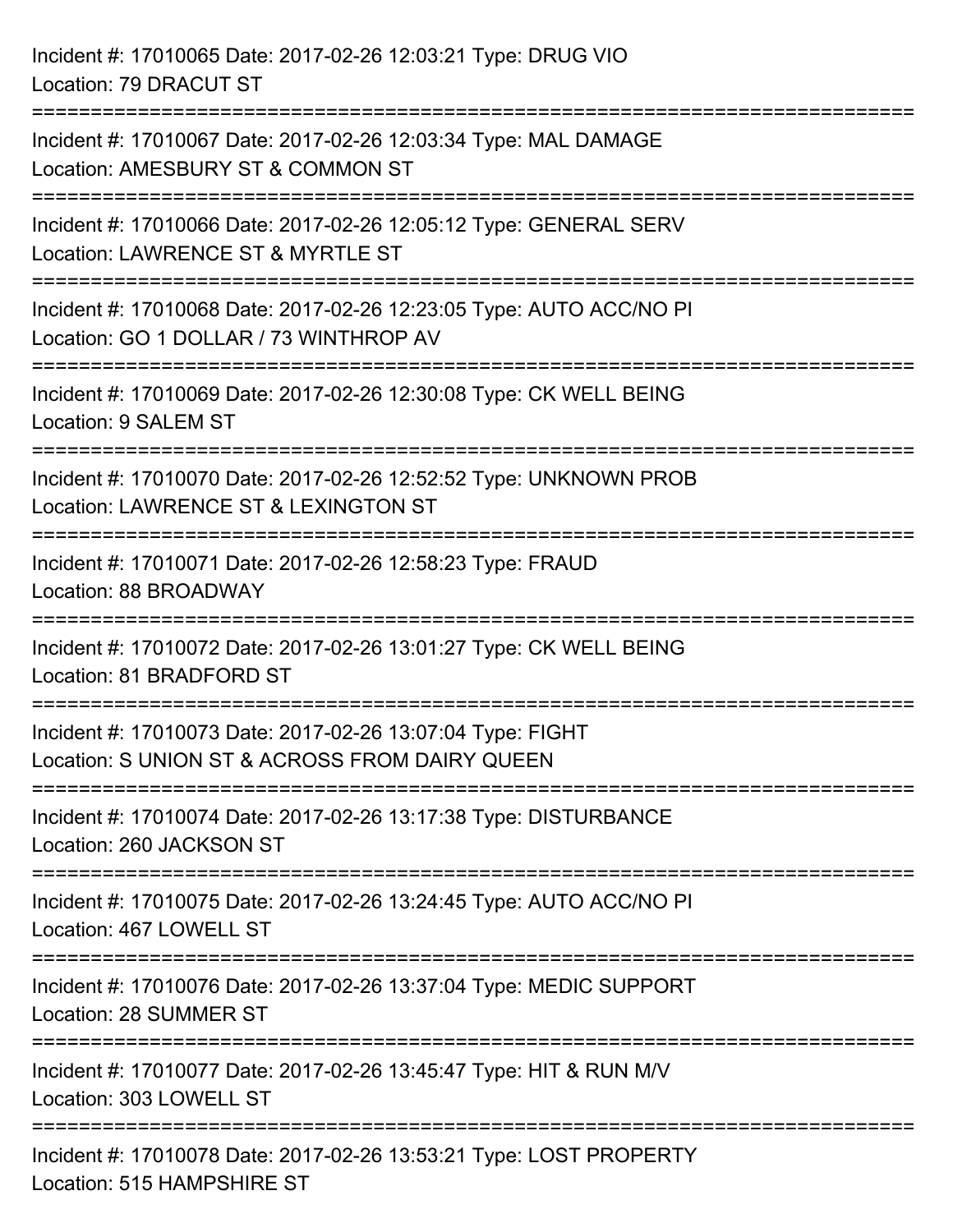Incident #: 17010065 Date: 2017-02-26 12:03:21 Type: DRUG VIO
Location: 79 DRACUT ST

===========================================================================

Incident #: 17010067 Date: 2017-02-26 12:03:34 Type: MAL DAMAGE
Location: AMESBURY ST & COMMON ST

===========================================================================

Incident #: 17010066 Date: 2017-02-26 12:05:12 Type: GENERAL SERV
Location: LAWRENCE ST & MYRTLE ST

===========================================================================

Incident #: 17010068 Date: 2017-02-26 12:23:05 Type: AUTO ACC/NO PI
Location: GO 1 DOLLAR / 73 WINTHROP AV

===========================================================================

Incident #: 17010069 Date: 2017-02-26 12:30:08 Type: CK WELL BEING
Location: 9 SALEM ST

===========================================================================

Incident #: 17010070 Date: 2017-02-26 12:52:52 Type: UNKNOWN PROB
Location: LAWRENCE ST & LEXINGTON ST

===========================================================================

Incident #: 17010071 Date: 2017-02-26 12:58:23 Type: FRAUD
Location: 88 BROADWAY

===========================================================================

Incident #: 17010072 Date: 2017-02-26 13:01:27 Type: CK WELL BEING
Location: 81 BRADFORD ST

===========================================================================

Incident #: 17010073 Date: 2017-02-26 13:07:04 Type: FIGHT
Location: S UNION ST & ACROSS FROM DAIRY QUEEN

===========================================================================

Incident #: 17010074 Date: 2017-02-26 13:17:38 Type: DISTURBANCE
Location: 260 JACKSON ST

===========================================================================

Incident #: 17010075 Date: 2017-02-26 13:24:45 Type: AUTO ACC/NO PI
Location: 467 LOWELL ST

===========================================================================

Incident #: 17010076 Date: 2017-02-26 13:37:04 Type: MEDIC SUPPORT
Location: 28 SUMMER ST

===========================================================================

Incident #: 17010077 Date: 2017-02-26 13:45:47 Type: HIT & RUN M/V
Location: 303 LOWELL ST

===========================================================================

Incident #: 17010078 Date: 2017-02-26 13:53:21 Type: LOST PROPERTY
Location: 515 HAMPSHIRE ST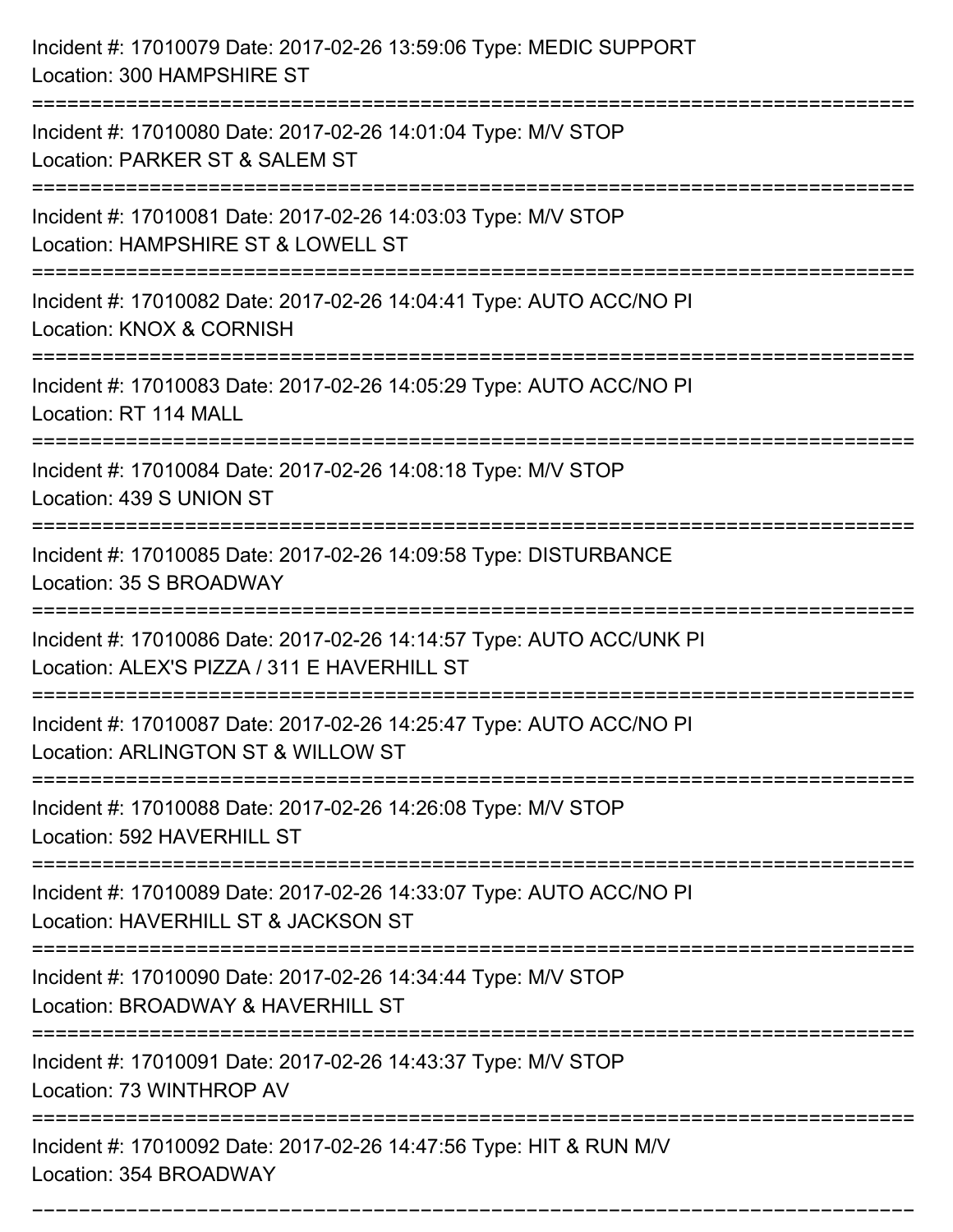Incident #: 17010079 Date: 2017-02-26 13:59:06 Type: MEDIC SUPPORT
Location: 300 HAMPSHIRE ST

===========================================================================

Incident #: 17010080 Date: 2017-02-26 14:01:04 Type: M/V STOP
Location: PARKER ST & SALEM ST

===========================================================================

Incident #: 17010081 Date: 2017-02-26 14:03:03 Type: M/V STOP
Location: HAMPSHIRE ST & LOWELL ST

===========================================================================

Incident #: 17010082 Date: 2017-02-26 14:04:41 Type: AUTO ACC/NO PI
Location: KNOX & CORNISH

===========================================================================

Incident #: 17010083 Date: 2017-02-26 14:05:29 Type: AUTO ACC/NO PI
Location: RT 114 MALL

===========================================================================

Incident #: 17010084 Date: 2017-02-26 14:08:18 Type: M/V STOP
Location: 439 S UNION ST

===========================================================================

Incident #: 17010085 Date: 2017-02-26 14:09:58 Type: DISTURBANCE
Location: 35 S BROADWAY

===========================================================================

Incident #: 17010086 Date: 2017-02-26 14:14:57 Type: AUTO ACC/UNK PI
Location: ALEX'S PIZZA / 311 E HAVERHILL ST

===========================================================================

Incident #: 17010087 Date: 2017-02-26 14:25:47 Type: AUTO ACC/NO PI
Location: ARLINGTON ST & WILLOW ST

===========================================================================

Incident #: 17010088 Date: 2017-02-26 14:26:08 Type: M/V STOP
Location: 592 HAVERHILL ST

===========================================================================

Incident #: 17010089 Date: 2017-02-26 14:33:07 Type: AUTO ACC/NO PI
Location: HAVERHILL ST & JACKSON ST

===========================================================================

Incident #: 17010090 Date: 2017-02-26 14:34:44 Type: M/V STOP
Location: BROADWAY & HAVERHILL ST

===========================================================================

Incident #: 17010091 Date: 2017-02-26 14:43:37 Type: M/V STOP
Location: 73 WINTHROP AV

===========================================================================

Incident #: 17010092 Date: 2017-02-26 14:47:56 Type: HIT & RUN M/V
Location: 354 BROADWAY

===========================================================================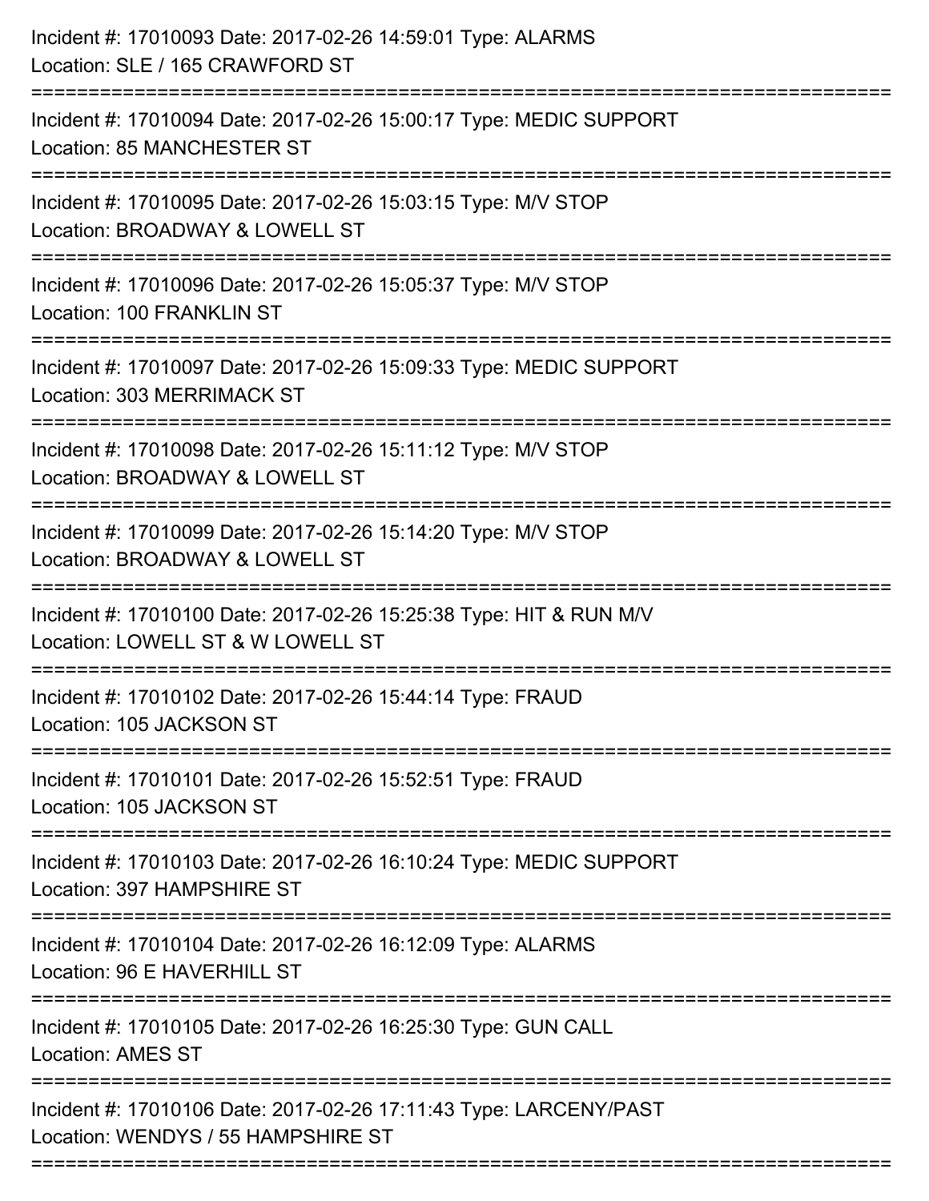Incident #: 17010093 Date: 2017-02-26 14:59:01 Type: ALARMS
Location: SLE / 165 CRAWFORD ST

===========================================================================

Incident #: 17010094 Date: 2017-02-26 15:00:17 Type: MEDIC SUPPORT
Location: 85 MANCHESTER ST

===========================================================================

Incident #: 17010095 Date: 2017-02-26 15:03:15 Type: M/V STOP
Location: BROADWAY & LOWELL ST

===========================================================================

Incident #: 17010096 Date: 2017-02-26 15:05:37 Type: M/V STOP
Location: 100 FRANKLIN ST

===========================================================================

Incident #: 17010097 Date: 2017-02-26 15:09:33 Type: MEDIC SUPPORT
Location: 303 MERRIMACK ST

===========================================================================

Incident #: 17010098 Date: 2017-02-26 15:11:12 Type: M/V STOP
Location: BROADWAY & LOWELL ST

===========================================================================

Incident #: 17010099 Date: 2017-02-26 15:14:20 Type: M/V STOP
Location: BROADWAY & LOWELL ST

===========================================================================

Incident #: 17010100 Date: 2017-02-26 15:25:38 Type: HIT & RUN M/V
Location: LOWELL ST & W LOWELL ST

===========================================================================

Incident #: 17010102 Date: 2017-02-26 15:44:14 Type: FRAUD
Location: 105 JACKSON ST

===========================================================================

Incident #: 17010101 Date: 2017-02-26 15:52:51 Type: FRAUD
Location: 105 JACKSON ST

===========================================================================

Incident #: 17010103 Date: 2017-02-26 16:10:24 Type: MEDIC SUPPORT
Location: 397 HAMPSHIRE ST

===========================================================================

Incident #: 17010104 Date: 2017-02-26 16:12:09 Type: ALARMS
Location: 96 E HAVERHILL ST

===========================================================================

Incident #: 17010105 Date: 2017-02-26 16:25:30 Type: GUN CALL
Location: AMES ST

===========================================================================

Incident #: 17010106 Date: 2017-02-26 17:11:43 Type: LARCENY/PAST
Location: WENDYS / 55 HAMPSHIRE ST

===========================================================================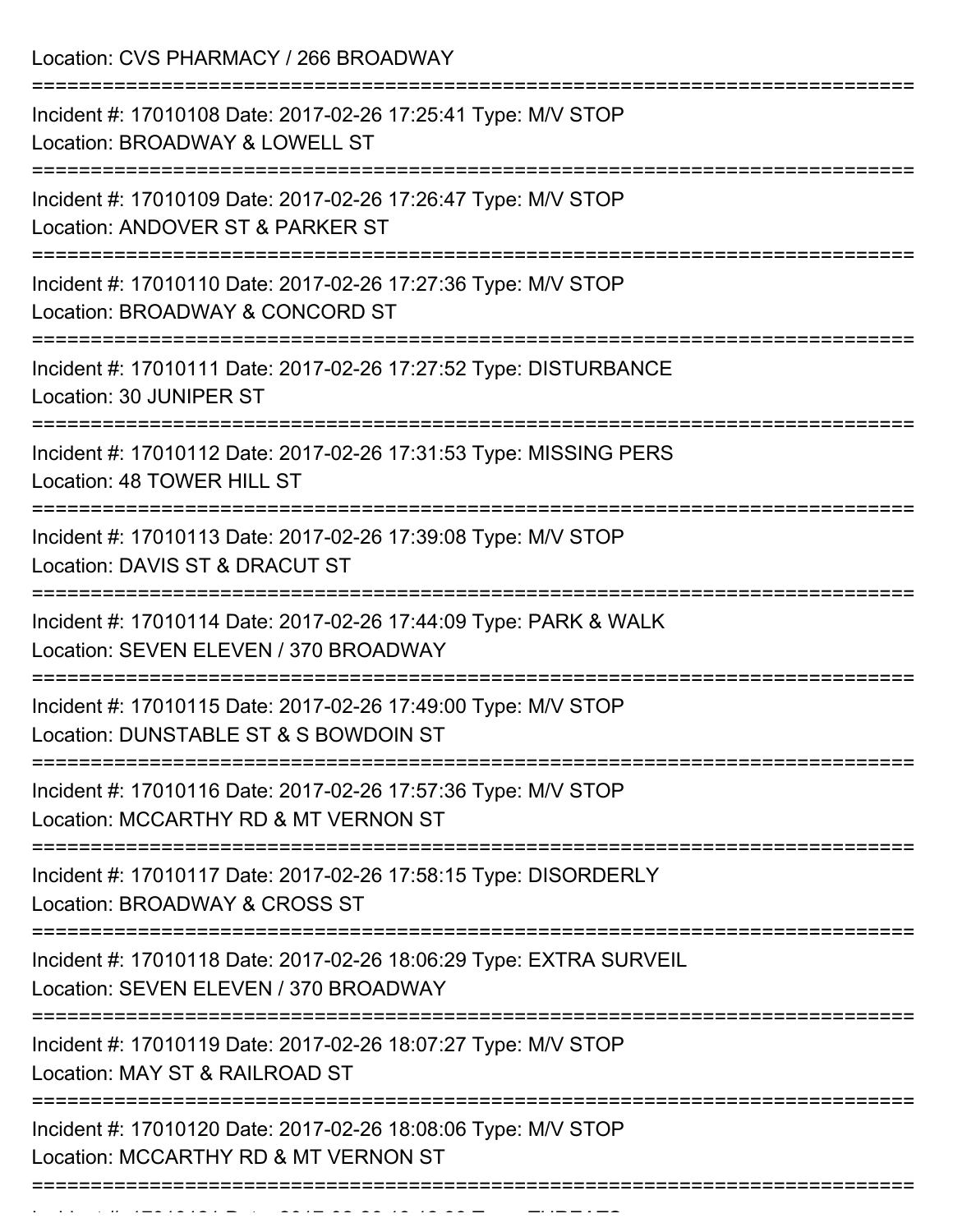Location: CVS PHARMACY / 266 BROADWAY

===========================================================================

Incident #: 17010108 Date: 2017-02-26 17:25:41 Type: M/V STOP
Location: BROADWAY & LOWELL ST

===========================================================================

Incident #: 17010109 Date: 2017-02-26 17:26:47 Type: M/V STOP
Location: ANDOVER ST & PARKER ST

===========================================================================

Incident #: 17010110 Date: 2017-02-26 17:27:36 Type: M/V STOP
Location: BROADWAY & CONCORD ST

===========================================================================

Incident #: 17010111 Date: 2017-02-26 17:27:52 Type: DISTURBANCE
Location: 30 JUNIPER ST

===========================================================================

Incident #: 17010112 Date: 2017-02-26 17:31:53 Type: MISSING PERS
Location: 48 TOWER HILL ST

===========================================================================

Incident #: 17010113 Date: 2017-02-26 17:39:08 Type: M/V STOP
Location: DAVIS ST & DRACUT ST

===========================================================================

Incident #: 17010114 Date: 2017-02-26 17:44:09 Type: PARK & WALK
Location: SEVEN ELEVEN / 370 BROADWAY

===========================================================================

Incident #: 17010115 Date: 2017-02-26 17:49:00 Type: M/V STOP
Location: DUNSTABLE ST & S BOWDOIN ST

===========================================================================

Incident #: 17010116 Date: 2017-02-26 17:57:36 Type: M/V STOP
Location: MCCARTHY RD & MT VERNON ST

===========================================================================

Incident #: 17010117 Date: 2017-02-26 17:58:15 Type: DISORDERLY
Location: BROADWAY & CROSS ST

===========================================================================

Incident #: 17010118 Date: 2017-02-26 18:06:29 Type: EXTRA SURVEIL
Location: SEVEN ELEVEN / 370 BROADWAY

===========================================================================

Incident #: 17010119 Date: 2017-02-26 18:07:27 Type: M/V STOP
Location: MAY ST & RAILROAD ST

===========================================================================

Incident #: 17010120 Date: 2017-02-26 18:08:06 Type: M/V STOP
Location: MCCARTHY RD & MT VERNON ST

===========================================================================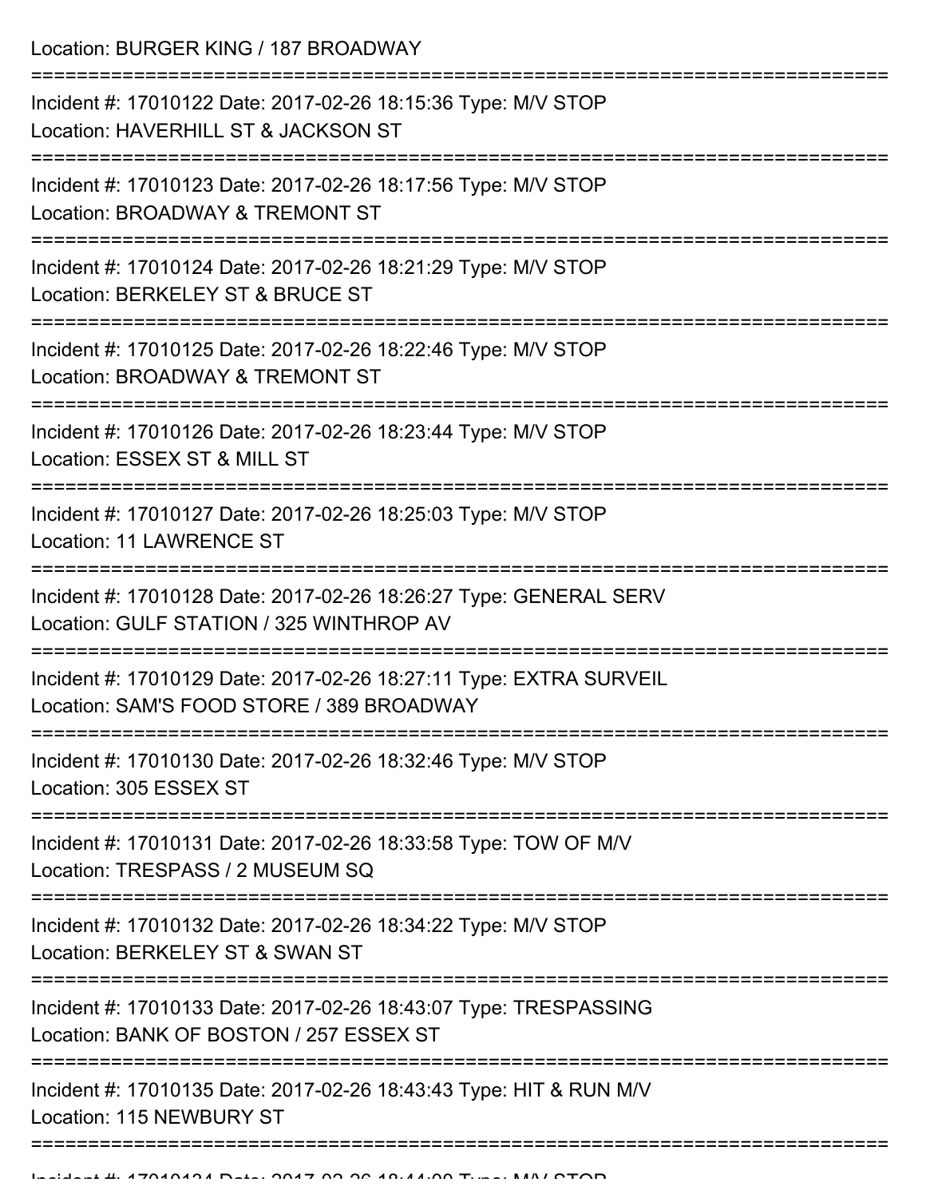Location: BURGER KING / 187 BROADWAY

===========================================================================

Incident #: 17010122 Date: 2017-02-26 18:15:36 Type: M/V STOP
Location: HAVERHILL ST & JACKSON ST

===========================================================================

Incident #: 17010123 Date: 2017-02-26 18:17:56 Type: M/V STOP
Location: BROADWAY & TREMONT ST

===========================================================================

Incident #: 17010124 Date: 2017-02-26 18:21:29 Type: M/V STOP
Location: BERKELEY ST & BRUCE ST

===========================================================================

Incident #: 17010125 Date: 2017-02-26 18:22:46 Type: M/V STOP
Location: BROADWAY & TREMONT ST

===========================================================================

Incident #: 17010126 Date: 2017-02-26 18:23:44 Type: M/V STOP
Location: ESSEX ST & MILL ST

===========================================================================

Incident #: 17010127 Date: 2017-02-26 18:25:03 Type: M/V STOP
Location: 11 LAWRENCE ST

===========================================================================

Incident #: 17010128 Date: 2017-02-26 18:26:27 Type: GENERAL SERV
Location: GULF STATION / 325 WINTHROP AV

===========================================================================

Incident #: 17010129 Date: 2017-02-26 18:27:11 Type: EXTRA SURVEIL
Location: SAM'S FOOD STORE / 389 BROADWAY

===========================================================================

Incident #: 17010130 Date: 2017-02-26 18:32:46 Type: M/V STOP
Location: 305 ESSEX ST

===========================================================================

Incident #: 17010131 Date: 2017-02-26 18:33:58 Type: TOW OF M/V
Location: TRESPASS / 2 MUSEUM SQ

===========================================================================

Incident #: 17010132 Date: 2017-02-26 18:34:22 Type: M/V STOP
Location: BERKELEY ST & SWAN ST

===========================================================================

Incident #: 17010133 Date: 2017-02-26 18:43:07 Type: TRESPASSING
Location: BANK OF BOSTON / 257 ESSEX ST

===========================================================================

Incident #: 17010135 Date: 2017-02-26 18:43:43 Type: HIT & RUN M/V
Location: 115 NEWBURY ST

===========================================================================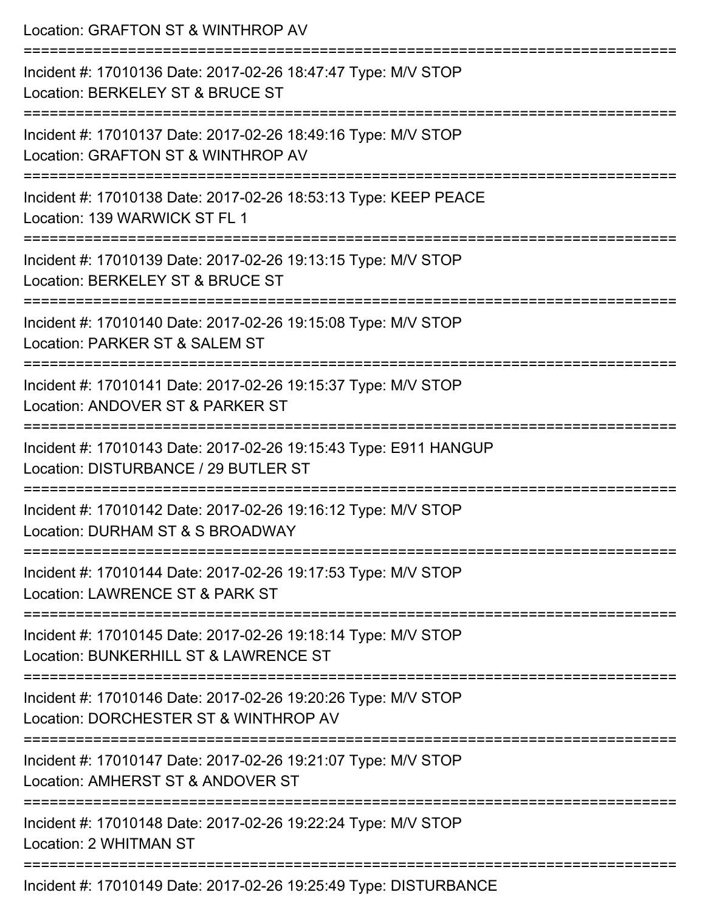Location: GRAFTON ST & WINTHROP AV

===========================================================================

Incident #: 17010136 Date: 2017-02-26 18:47:47 Type: M/V STOP
Location: BERKELEY ST & BRUCE ST

===========================================================================

Incident #: 17010137 Date: 2017-02-26 18:49:16 Type: M/V STOP
Location: GRAFTON ST & WINTHROP AV

===========================================================================

Incident #: 17010138 Date: 2017-02-26 18:53:13 Type: KEEP PEACE
Location: 139 WARWICK ST FL 1

===========================================================================

Incident #: 17010139 Date: 2017-02-26 19:13:15 Type: M/V STOP
Location: BERKELEY ST & BRUCE ST

===========================================================================

Incident #: 17010140 Date: 2017-02-26 19:15:08 Type: M/V STOP
Location: PARKER ST & SALEM ST

===========================================================================

Incident #: 17010141 Date: 2017-02-26 19:15:37 Type: M/V STOP
Location: ANDOVER ST & PARKER ST

===========================================================================

Incident #: 17010143 Date: 2017-02-26 19:15:43 Type: E911 HANGUP
Location: DISTURBANCE / 29 BUTLER ST

===========================================================================

Incident #: 17010142 Date: 2017-02-26 19:16:12 Type: M/V STOP
Location: DURHAM ST & S BROADWAY

===========================================================================

Incident #: 17010144 Date: 2017-02-26 19:17:53 Type: M/V STOP
Location: LAWRENCE ST & PARK ST

===========================================================================

Incident #: 17010145 Date: 2017-02-26 19:18:14 Type: M/V STOP
Location: BUNKERHILL ST & LAWRENCE ST

===========================================================================

Incident #: 17010146 Date: 2017-02-26 19:20:26 Type: M/V STOP
Location: DORCHESTER ST & WINTHROP AV

===========================================================================

Incident #: 17010147 Date: 2017-02-26 19:21:07 Type: M/V STOP
Location: AMHERST ST & ANDOVER ST

===========================================================================

Incident #: 17010148 Date: 2017-02-26 19:22:24 Type: M/V STOP
Location: 2 WHITMAN ST

===========================================================================

Incident #: 17010149 Date: 2017-02-26 19:25:49 Type: DISTURBANCE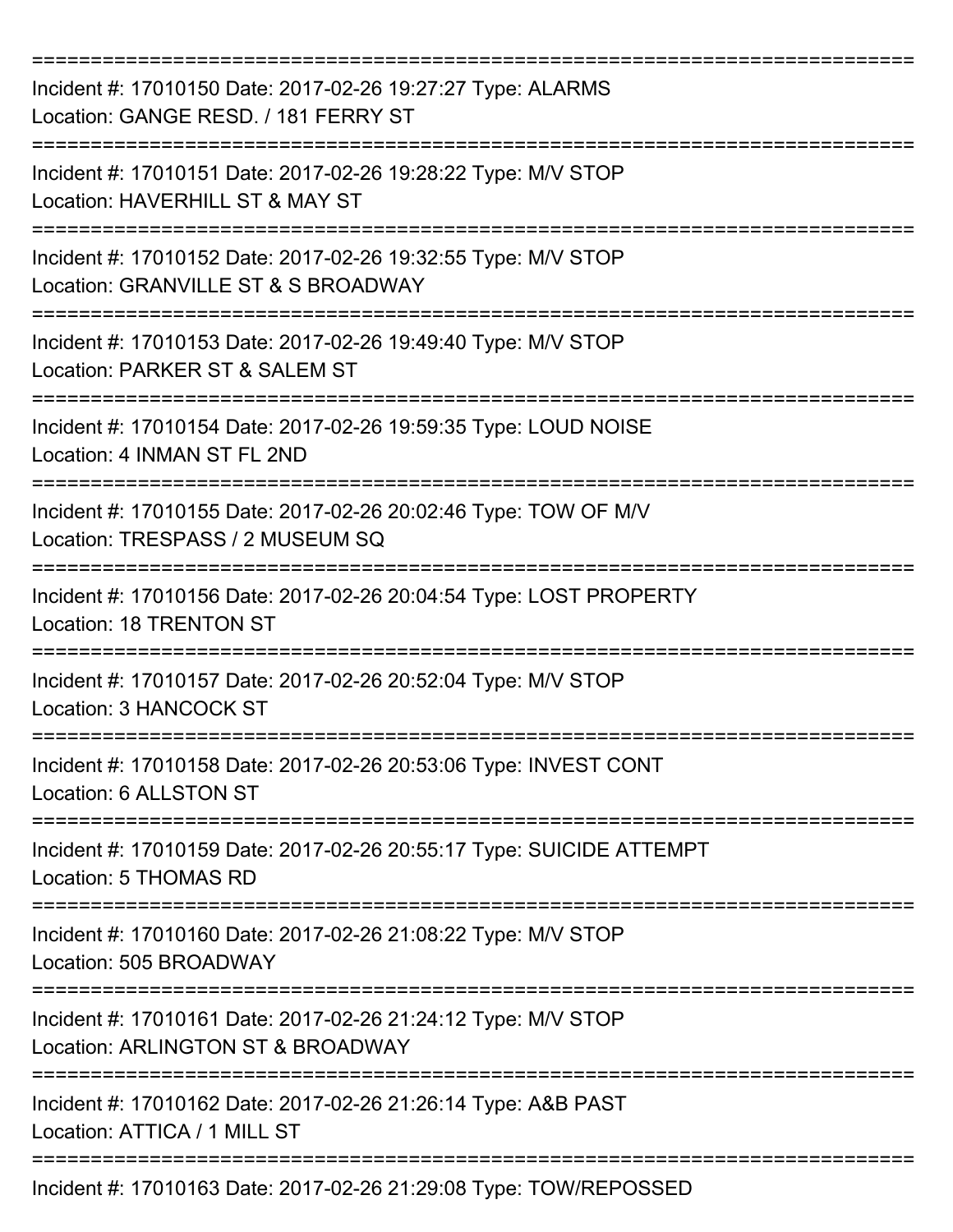==============================================================================

Incident #: 17010150 Date: 2017-02-26 19:27:27 Type: ALARMS
Location: GANGE RESD. / 181 FERRY ST

==============================================================================

Incident #: 17010151 Date: 2017-02-26 19:28:22 Type: M/V STOP
Location: HAVERHILL ST & MAY ST

==============================================================================

Incident #: 17010152 Date: 2017-02-26 19:32:55 Type: M/V STOP
Location: GRANVILLE ST & S BROADWAY

==============================================================================

Incident #: 17010153 Date: 2017-02-26 19:49:40 Type: M/V STOP
Location: PARKER ST & SALEM ST

==============================================================================

Incident #: 17010154 Date: 2017-02-26 19:59:35 Type: LOUD NOISE
Location: 4 INMAN ST FL 2ND

==============================================================================

Incident #: 17010155 Date: 2017-02-26 20:02:46 Type: TOW OF M/V
Location: TRESPASS / 2 MUSEUM SQ

==============================================================================

Incident #: 17010156 Date: 2017-02-26 20:04:54 Type: LOST PROPERTY
Location: 18 TRENTON ST

==============================================================================

Incident #: 17010157 Date: 2017-02-26 20:52:04 Type: M/V STOP
Location: 3 HANCOCK ST

==============================================================================

Incident #: 17010158 Date: 2017-02-26 20:53:06 Type: INVEST CONT
Location: 6 ALLSTON ST

==============================================================================

Incident #: 17010159 Date: 2017-02-26 20:55:17 Type: SUICIDE ATTEMPT
Location: 5 THOMAS RD

==============================================================================

Incident #: 17010160 Date: 2017-02-26 21:08:22 Type: M/V STOP
Location: 505 BROADWAY

==============================================================================

Incident #: 17010161 Date: 2017-02-26 21:24:12 Type: M/V STOP
Location: ARLINGTON ST & BROADWAY

==============================================================================

Incident #: 17010162 Date: 2017-02-26 21:26:14 Type: A&B PAST
Location: ATTICA / 1 MILL ST

==============================================================================

Incident #: 17010163 Date: 2017-02-26 21:29:08 Type: TOW/REPOSSED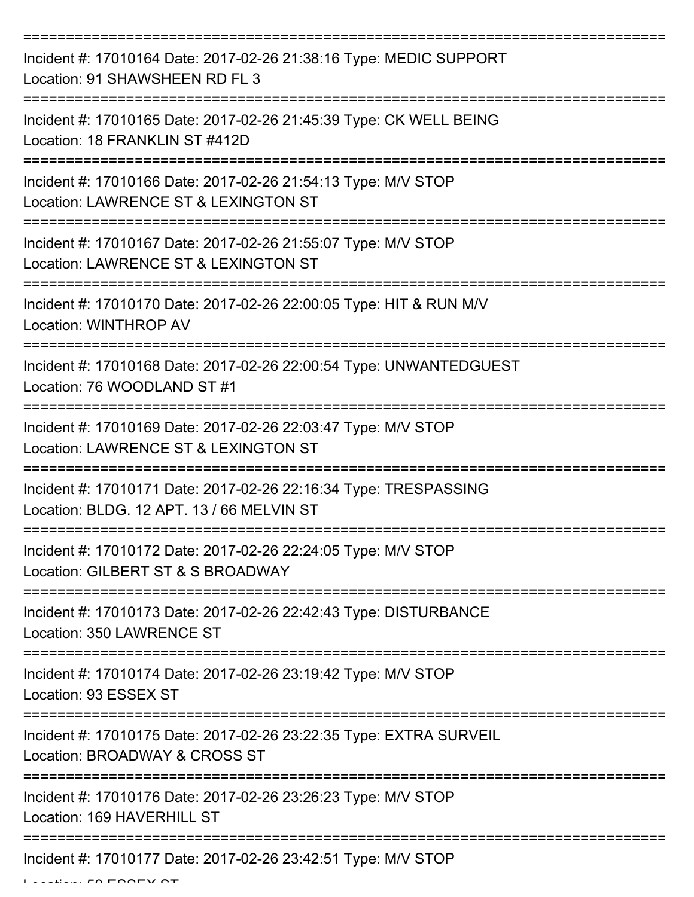===========================================================================

Incident #: 17010164 Date: 2017-02-26 21:38:16 Type: MEDIC SUPPORT
Location: 91 SHAWSHEEN RD FL 3

===========================================================================

Incident #: 17010165 Date: 2017-02-26 21:45:39 Type: CK WELL BEING
Location: 18 FRANKLIN ST #412D

===========================================================================

Incident #: 17010166 Date: 2017-02-26 21:54:13 Type: M/V STOP
Location: LAWRENCE ST & LEXINGTON ST

===========================================================================

Incident #: 17010167 Date: 2017-02-26 21:55:07 Type: M/V STOP
Location: LAWRENCE ST & LEXINGTON ST

===========================================================================

Incident #: 17010170 Date: 2017-02-26 22:00:05 Type: HIT & RUN M/V
Location: WINTHROP AV

===========================================================================

Incident #: 17010168 Date: 2017-02-26 22:00:54 Type: UNWANTEDGUEST
Location: 76 WOODLAND ST #1

===========================================================================

Incident #: 17010169 Date: 2017-02-26 22:03:47 Type: M/V STOP
Location: LAWRENCE ST & LEXINGTON ST

===========================================================================

Incident #: 17010171 Date: 2017-02-26 22:16:34 Type: TRESPASSING
Location: BLDG. 12 APT. 13 / 66 MELVIN ST

===========================================================================

Incident #: 17010172 Date: 2017-02-26 22:24:05 Type: M/V STOP
Location: GILBERT ST & S BROADWAY

===========================================================================

Incident #: 17010173 Date: 2017-02-26 22:42:43 Type: DISTURBANCE
Location: 350 LAWRENCE ST

===========================================================================

Incident #: 17010174 Date: 2017-02-26 23:19:42 Type: M/V STOP
Location: 93 ESSEX ST

===========================================================================

Incident #: 17010175 Date: 2017-02-26 23:22:35 Type: EXTRA SURVEIL
Location: BROADWAY & CROSS ST

===========================================================================

Incident #: 17010176 Date: 2017-02-26 23:26:23 Type: M/V STOP
Location: 169 HAVERHILL ST

===========================================================================

Incident #: 17010177 Date: 2017-02-26 23:42:51 Type: M/V STOP
Location: 50 ESSEX ST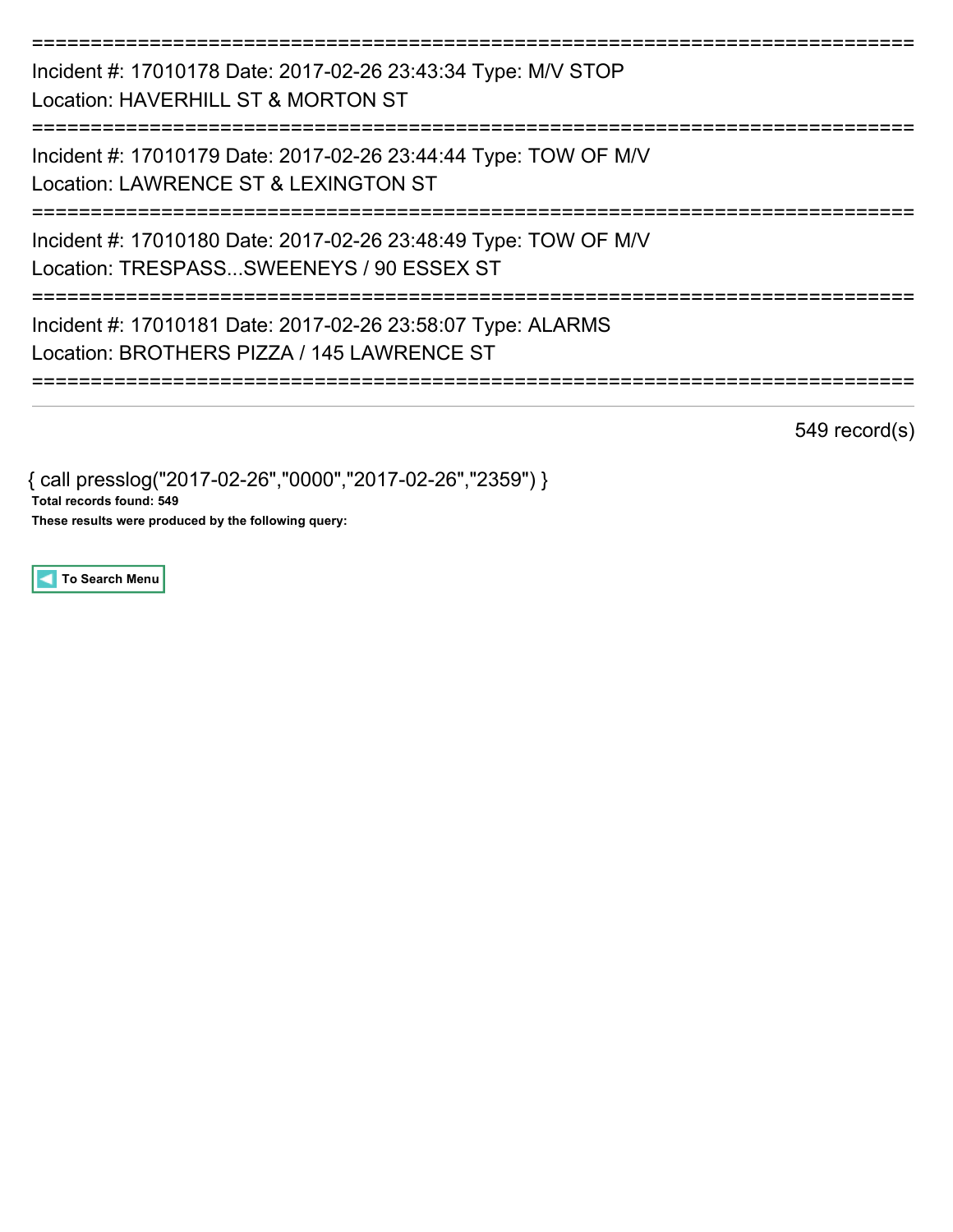===========================================================================

Incident #: 17010178 Date: 2017-02-26 23:43:34 Type: M/V STOP
Location: HAVERHILL ST & MORTON ST

===========================================================================

Incident #: 17010179 Date: 2017-02-26 23:44:44 Type: TOW OF M/V
Location: LAWRENCE ST & LEXINGTON ST

===========================================================================

Incident #: 17010180 Date: 2017-02-26 23:48:49 Type: TOW OF M/V
Location: TRESPASS...SWEENEYS / 90 ESSEX ST

===========================================================================

Incident #: 17010181 Date: 2017-02-26 23:58:07 Type: ALARMS
Location: BROTHERS PIZZA / 145 LAWRENCE ST

===========================================================================

549 record(s)

{ call presslog("2017-02-26","0000","2017-02-26","2359") }

**Total records found: 549**

**These results were produced by the following query:**

**To Search Menu**